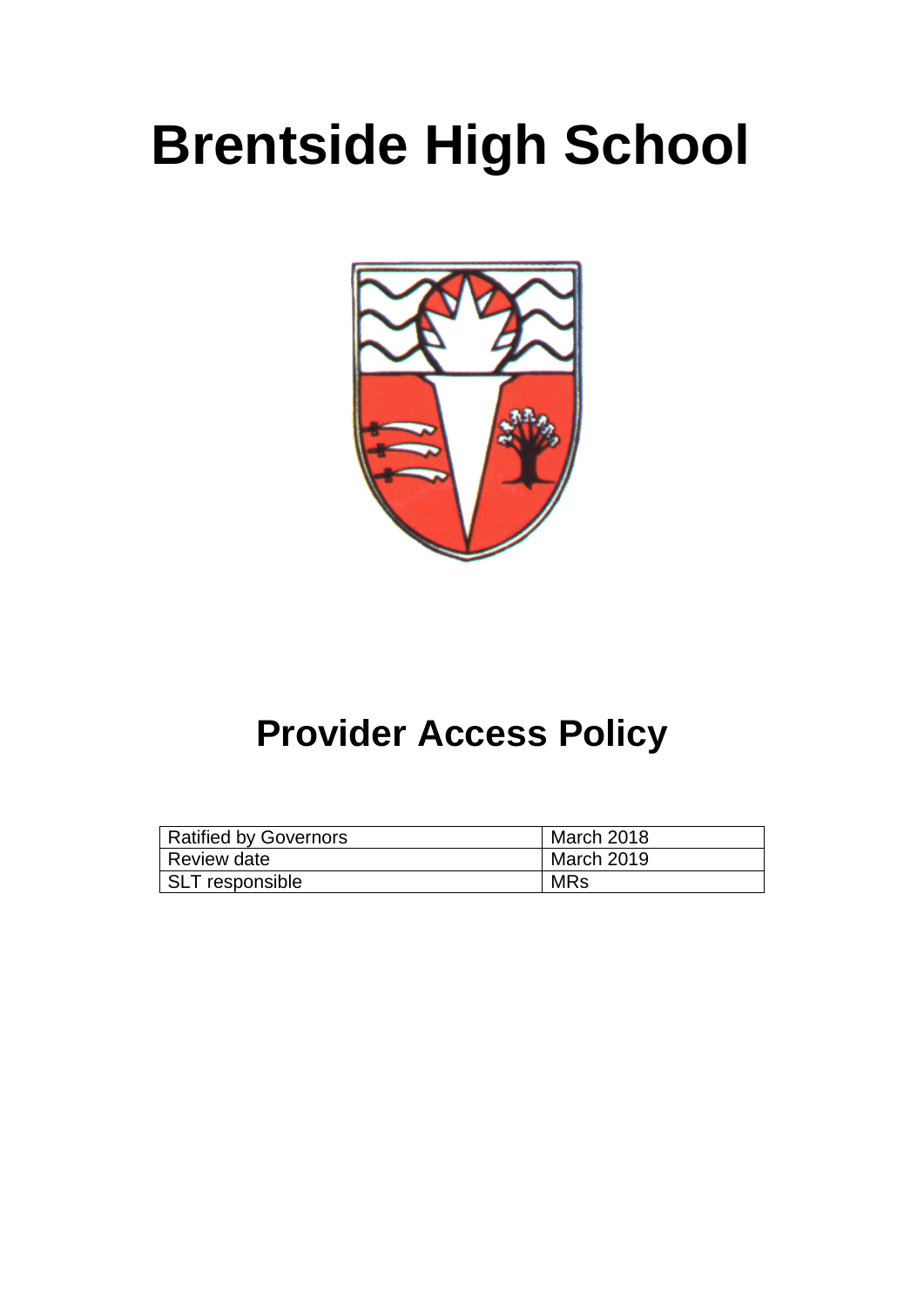# Brentside High School

## Provider Access Policy

| Ratified by Governors | March 2018 |
|---|---|
| Review date | March 2019 |
| SLT responsible | MRs |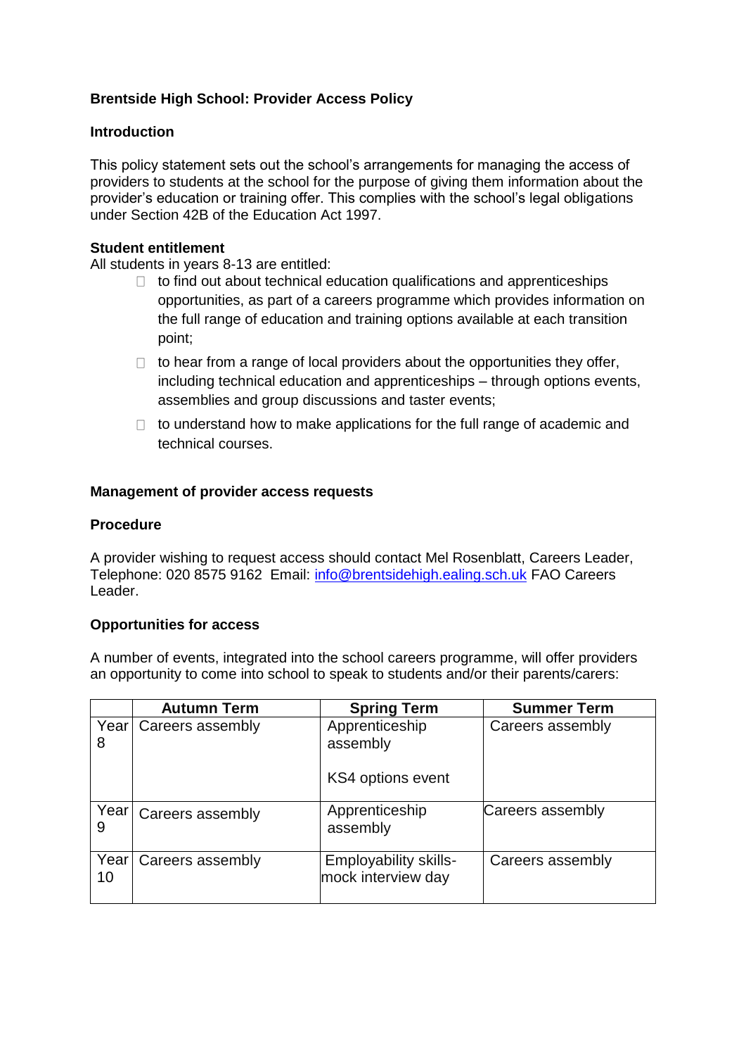**Brentside High School: Provider Access Policy**

**Introduction**

This policy statement sets out the school's arrangements for managing the access of providers to students at the school for the purpose of giving them information about the provider's education or training offer. This complies with the school's legal obligations under Section 42B of the Education Act 1997.

**Student entitlement**

All students in years 8-13 are entitled:

- to find out about technical education qualifications and apprenticeships opportunities, as part of a careers programme which provides information on the full range of education and training options available at each transition point;
- to hear from a range of local providers about the opportunities they offer, including technical education and apprenticeships – through options events, assemblies and group discussions and taster events;
- to understand how to make applications for the full range of academic and technical courses.

**Management of provider access requests**

**Procedure**

A provider wishing to request access should contact Mel Rosenblatt, Careers Leader, Telephone: 020 8575 9162 Email: info@brentsidehigh.ealing.sch.uk FAO Careers Leader.

**Opportunities for access**

A number of events, integrated into the school careers programme, will offer providers an opportunity to come into school to speak to students and/or their parents/carers:

| | Autumn Term | Spring Term | Summer Term |
|---|---|---|---|
| Year 8 | Careers assembly | Apprenticeship assembly<br><br>KS4 options event | Careers assembly |
| Year 9 | Careers assembly | Apprenticeship assembly | Careers assembly |
| Year 10 | Careers assembly | Employability skills- mock interview day | Careers assembly |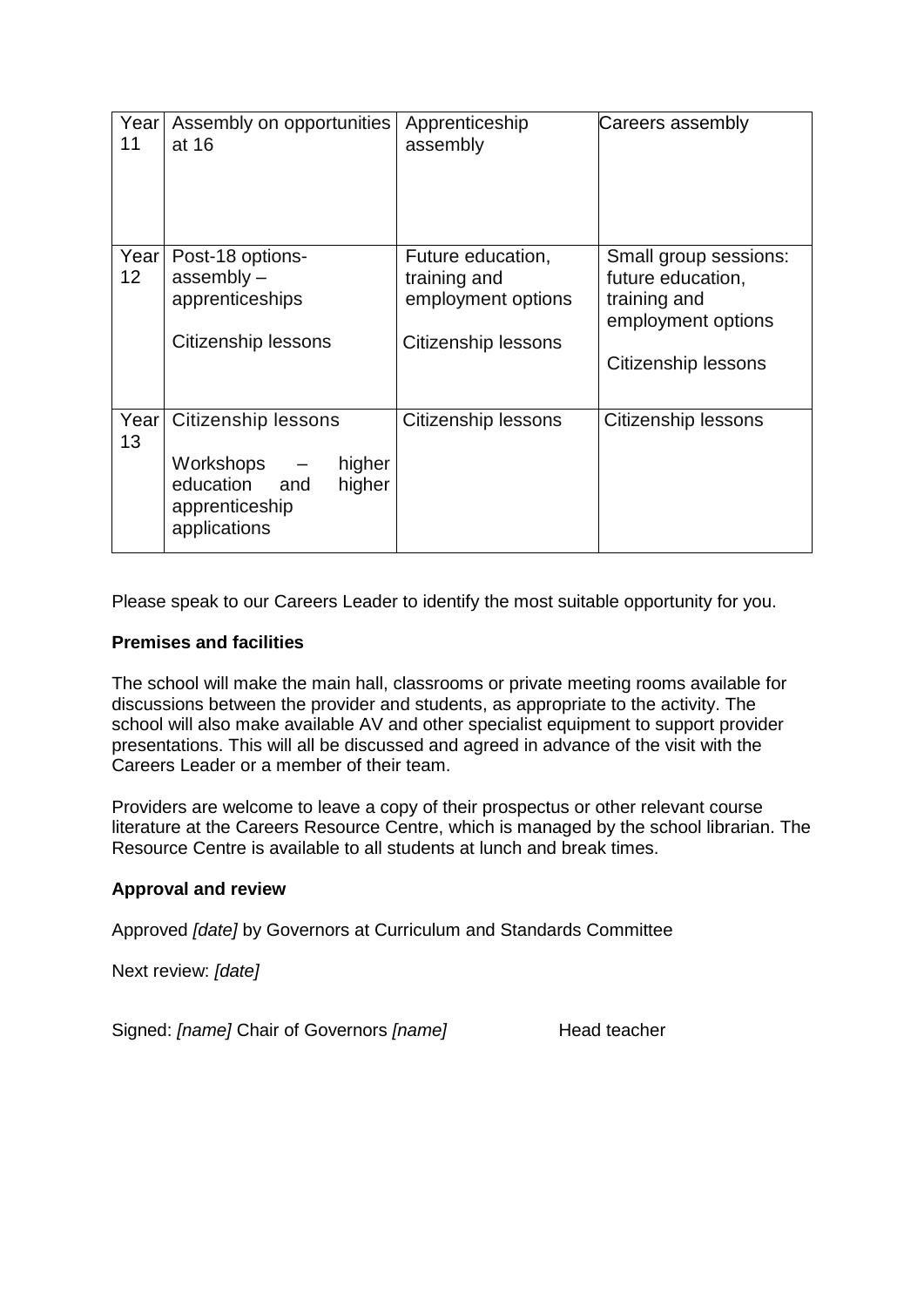| | | | |
|---|---|---|---|
| Year 11 | Assembly on opportunities at 16 | Apprenticeship assembly | Careers assembly |
| Year 12 | Post-18 options- assembly – apprenticeships<br><br>Citizenship lessons | Future education, training and employment options<br><br>Citizenship lessons | Small group sessions: future education, training and employment options<br><br>Citizenship lessons |
| Year 13 | Citizenship lessons<br><br>Workshops – higher education and higher apprenticeship applications | Citizenship lessons | Citizenship lessons |

Please speak to our Careers Leader to identify the most suitable opportunity for you.

**Premises and facilities**

The school will make the main hall, classrooms or private meeting rooms available for discussions between the provider and students, as appropriate to the activity. The school will also make available AV and other specialist equipment to support provider presentations. This will all be discussed and agreed in advance of the visit with the Careers Leader or a member of their team.

Providers are welcome to leave a copy of their prospectus or other relevant course literature at the Careers Resource Centre, which is managed by the school librarian. The Resource Centre is available to all students at lunch and break times.

**Approval and review**

Approved *[date]* by Governors at Curriculum and Standards Committee

Next review: *[date]*

Signed: *[name]* Chair of Governors *[name]* Head teacher